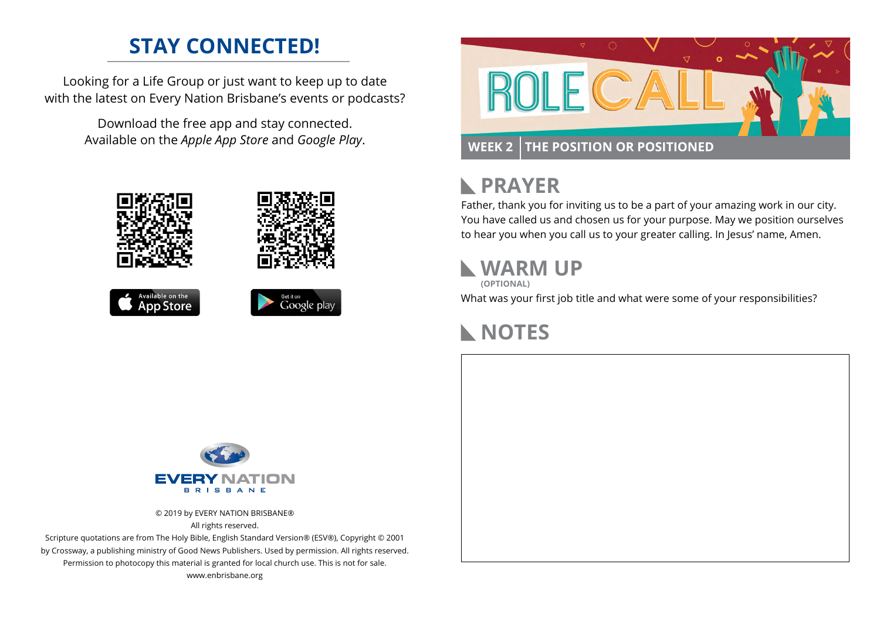# STAY CONNECTED!

Looking for a Life Group or just want to keep up to date with the latest on Every Nation Brisbane's events or podcasts?

Download the free app and stay connected. Available on the *Apple App Store* and *Google Play*.

Available on the App Store

Get it on Google play

EVERY NATION BRISBANE

© 2019 by EVERY NATION BRISBANE®
All rights reserved.
Scripture quotations are from The Holy Bible, English Standard Version® (ESV®), Copyright © 2001 by Crossway, a publishing ministry of Good News Publishers. Used by permission. All rights reserved.
Permission to photocopy this material is granted for local church use. This is not for sale.
www.enbrisbane.org

ROLE CALL

**WEEK 2** | **THE POSITION OR POSITIONED**

## PRAYER

Father, thank you for inviting us to be a part of your amazing work in our city. You have called us and chosen us for your purpose. May we position ourselves to hear you when you call us to your greater calling. In Jesus' name, Amen.

## WARM UP

**(OPTIONAL)**

What was your first job title and what were some of your responsibilities?

## NOTES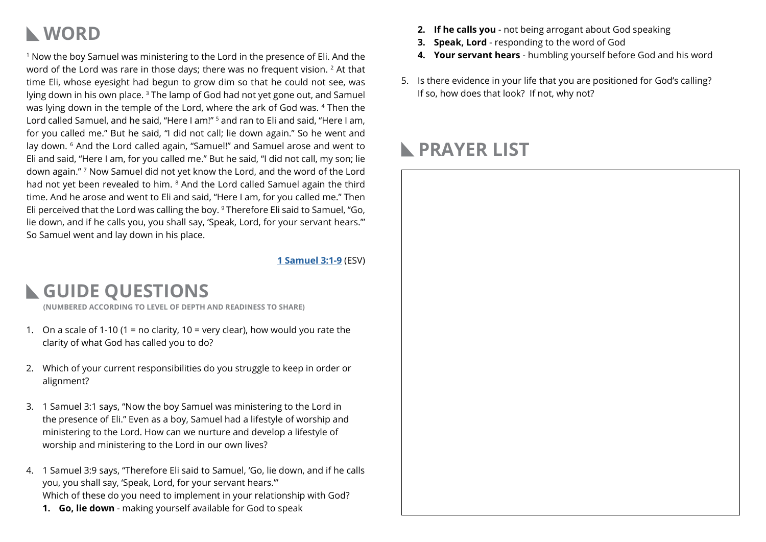## WORD

[1] Now the boy Samuel was ministering to the Lord in the presence of Eli. And the word of the Lord was rare in those days; there was no frequent vision. [2] At that time Eli, whose eyesight had begun to grow dim so that he could not see, was lying down in his own place. [3] The lamp of God had not yet gone out, and Samuel was lying down in the temple of the Lord, where the ark of God was. [4] Then the Lord called Samuel, and he said, "Here I am!" [5] and ran to Eli and said, "Here I am, for you called me." But he said, "I did not call; lie down again." So he went and lay down. [6] And the Lord called again, "Samuel!" and Samuel arose and went to Eli and said, "Here I am, for you called me." But he said, "I did not call, my son; lie down again." [7] Now Samuel did not yet know the Lord, and the word of the Lord had not yet been revealed to him. [8] And the Lord called Samuel again the third time. And he arose and went to Eli and said, "Here I am, for you called me." Then Eli perceived that the Lord was calling the boy. [9] Therefore Eli said to Samuel, "Go, lie down, and if he calls you, you shall say, 'Speak, Lord, for your servant hears.'" So Samuel went and lay down in his place.

[1 Samuel 3:1-9](#) (ESV)

## GUIDE QUESTIONS

**(NUMBERED ACCORDING TO LEVEL OF DEPTH AND READINESS TO SHARE)**

1. On a scale of 1-10 (1 = no clarity, 10 = very clear), how would you rate the clarity of what God has called you to do?

2. Which of your current responsibilities do you struggle to keep in order or alignment?

3. 1 Samuel 3:1 says, "Now the boy Samuel was ministering to the Lord in the presence of Eli." Even as a boy, Samuel had a lifestyle of worship and ministering to the Lord. How can we nurture and develop a lifestyle of worship and ministering to the Lord in our own lives?

4. 1 Samuel 3:9 says, "Therefore Eli said to Samuel, 'Go, lie down, and if he calls you, you shall say, 'Speak, Lord, for your servant hears.'" Which of these do you need to implement in your relationship with God?
   1. **Go, lie down** - making yourself available for God to speak
   2. **If he calls you** - not being arrogant about God speaking
   3. **Speak, Lord** - responding to the word of God
   4. **Your servant hears** - humbling yourself before God and his word

5. Is there evidence in your life that you are positioned for God's calling? If so, how does that look? If not, why not?

## PRAYER LIST